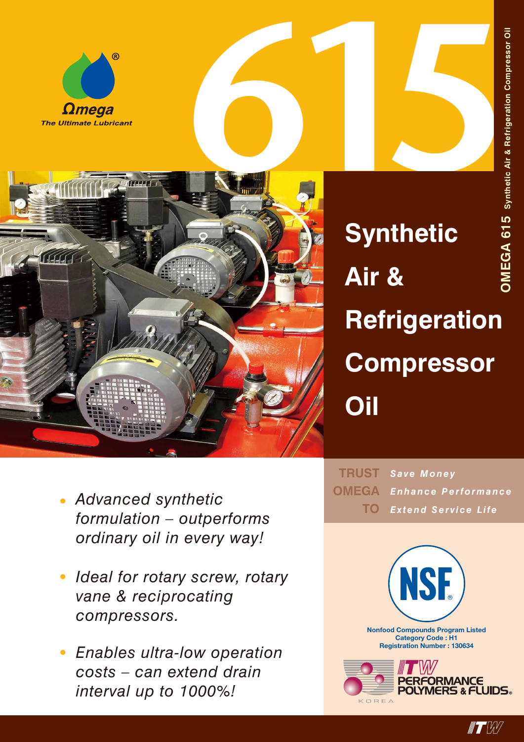Ωmega

*The Ultimate Lubricant*

# 615

OMEGA 615 Synthetic Air & Refrigeration Compressor Oil

# Synthetic Air & Refrigeration Compressor Oil

- *Advanced synthetic formulation – outperforms ordinary oil in every way!*
- *Ideal for rotary screw, rotary vane & reciprocating compressors.*
- *Enables ultra-low operation costs – can extend drain interval up to 1000%!*

**TRUST OMEGA TO**

***Save Money***

***Enhance Performance***

***Extend Service Life***

NSF

**Nonfood Compounds Program Listed**
**Category Code : H1**
**Registration Number : 130634**

ITW PERFORMANCE POLYMERS & FLUIDS
KOREA

ITW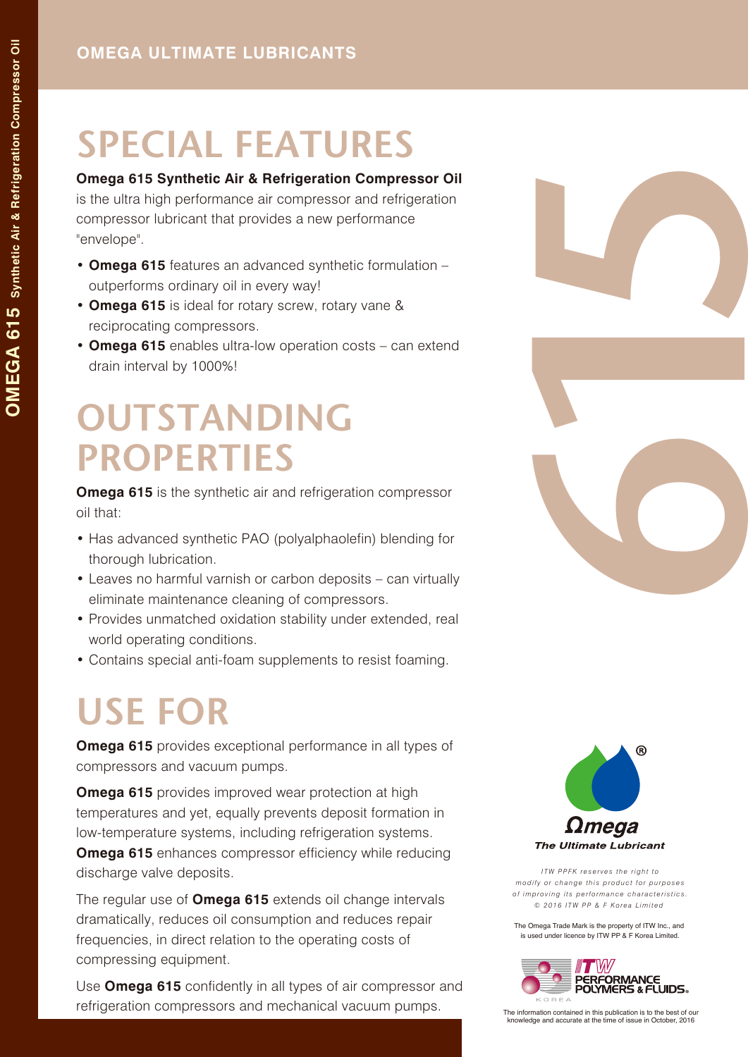OMEGA ULTIMATE LUBRICANTS

# SPECIAL FEATURES

**Omega 615 Synthetic Air & Refrigeration Compressor Oil** is the ultra high performance air compressor and refrigeration compressor lubricant that provides a new performance "envelope".

- **Omega 615** features an advanced synthetic formulation – outperforms ordinary oil in every way!
- **Omega 615** is ideal for rotary screw, rotary vane & reciprocating compressors.
- **Omega 615** enables ultra-low operation costs – can extend drain interval by 1000%!

# OUTSTANDING PROPERTIES

**Omega 615** is the synthetic air and refrigeration compressor oil that:

- Has advanced synthetic PAO (polyalphaolefin) blending for thorough lubrication.
- Leaves no harmful varnish or carbon deposits – can virtually eliminate maintenance cleaning of compressors.
- Provides unmatched oxidation stability under extended, real world operating conditions.
- Contains special anti-foam supplements to resist foaming.

# USE FOR

**Omega 615** provides exceptional performance in all types of compressors and vacuum pumps.

**Omega 615** provides improved wear protection at high temperatures and yet, equally prevents deposit formation in low-temperature systems, including refrigeration systems. **Omega 615** enhances compressor efficiency while reducing discharge valve deposits.

The regular use of **Omega 615** extends oil change intervals dramatically, reduces oil consumption and reduces repair frequencies, in direct relation to the operating costs of compressing equipment.

Use **Omega 615** confidently in all types of air compressor and refrigeration compressors and mechanical vacuum pumps.

615

Ωmega®

*The Ultimate Lubricant*

*ITW PPFK reserves the right to modify or change this product for purposes of improving its performance characteristics. © 2016 ITW PP & F Korea Limited*

The Omega Trade Mark is the property of ITW Inc., and is used under licence by ITW PP & F Korea Limited.

ITW PERFORMANCE POLYMERS & FLUIDS. KOREA

The information contained in this publication is to the best of our knowledge and accurate at the time of issue in October, 2016